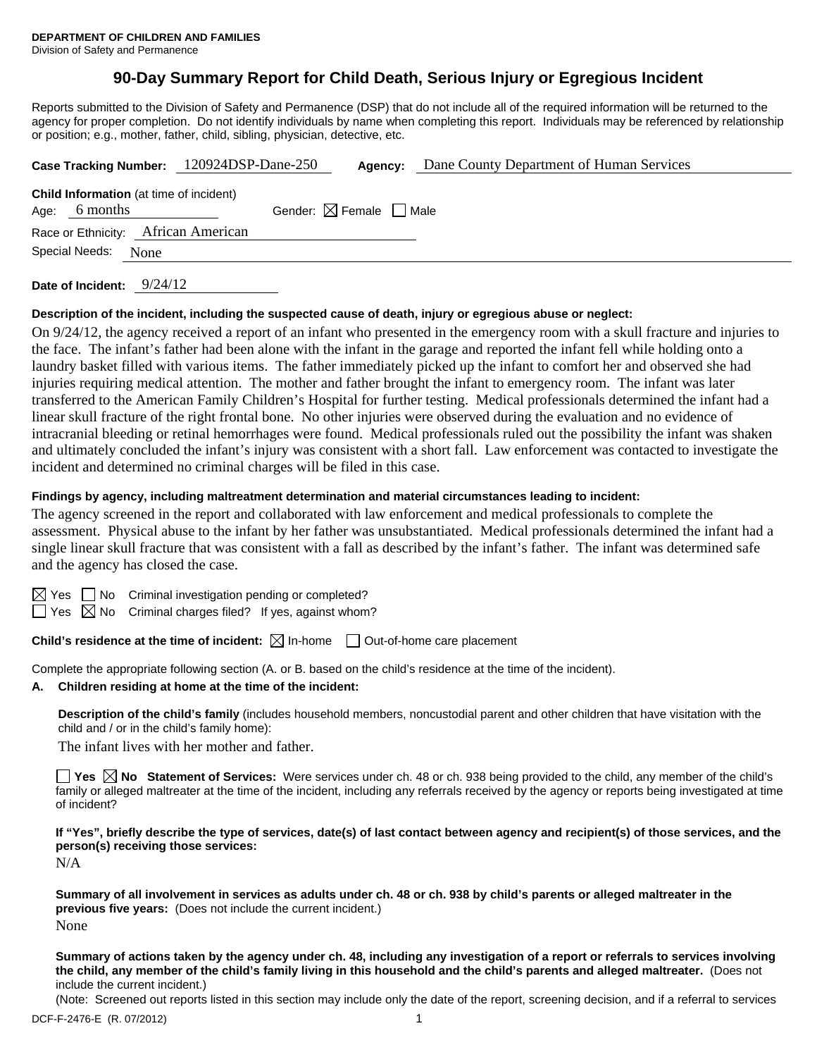**DEPARTMENT OF CHILDREN AND FAMILIES**
Division of Safety and Permanence

# 90-Day Summary Report for Child Death, Serious Injury or Egregious Incident

Reports submitted to the Division of Safety and Permanence (DSP) that do not include all of the required information will be returned to the agency for proper completion. Do not identify individuals by name when completing this report. Individuals may be referenced by relationship or position; e.g., mother, father, child, sibling, physician, detective, etc.

**Case Tracking Number:** 120924DSP-Dane-250 **Agency:** Dane County Department of Human Services

**Child Information** (at time of incident)
Age: 6 months Gender: ☒ Female ☐ Male
Race or Ethnicity: African American
Special Needs: None

**Date of Incident:** 9/24/12

**Description of the incident, including the suspected cause of death, injury or egregious abuse or neglect:**

On 9/24/12, the agency received a report of an infant who presented in the emergency room with a skull fracture and injuries to the face. The infant's father had been alone with the infant in the garage and reported the infant fell while holding onto a laundry basket filled with various items. The father immediately picked up the infant to comfort her and observed she had injuries requiring medical attention. The mother and father brought the infant to emergency room. The infant was later transferred to the American Family Children's Hospital for further testing. Medical professionals determined the infant had a linear skull fracture of the right frontal bone. No other injuries were observed during the evaluation and no evidence of intracranial bleeding or retinal hemorrhages were found. Medical professionals ruled out the possibility the infant was shaken and ultimately concluded the infant's injury was consistent with a short fall. Law enforcement was contacted to investigate the incident and determined no criminal charges will be filed in this case.

**Findings by agency, including maltreatment determination and material circumstances leading to incident:**

The agency screened in the report and collaborated with law enforcement and medical professionals to complete the assessment. Physical abuse to the infant by her father was unsubstantiated. Medical professionals determined the infant had a single linear skull fracture that was consistent with a fall as described by the infant's father. The infant was determined safe and the agency has closed the case.

☒ Yes ☐ No Criminal investigation pending or completed?
☐ Yes ☒ No Criminal charges filed? If yes, against whom?

**Child's residence at the time of incident:** ☒ In-home ☐ Out-of-home care placement

Complete the appropriate following section (A. or B. based on the child's residence at the time of the incident).

**A. Children residing at home at the time of the incident:**

**Description of the child's family** (includes household members, noncustodial parent and other children that have visitation with the child and / or in the child's family home):

The infant lives with her mother and father.

☐ **Yes** ☒ **No Statement of Services:** Were services under ch. 48 or ch. 938 being provided to the child, any member of the child's family or alleged maltreater at the time of the incident, including any referrals received by the agency or reports being investigated at time of incident?

**If "Yes", briefly describe the type of services, date(s) of last contact between agency and recipient(s) of those services, and the person(s) receiving those services:**

N/A

**Summary of all involvement in services as adults under ch. 48 or ch. 938 by child's parents or alleged maltreater in the previous five years:** (Does not include the current incident.)

None

**Summary of actions taken by the agency under ch. 48, including any investigation of a report or referrals to services involving the child, any member of the child's family living in this household and the child's parents and alleged maltreater.** (Does not include the current incident.)

(Note: Screened out reports listed in this section may include only the date of the report, screening decision, and if a referral to services

DCF-F-2476-E (R. 07/2012)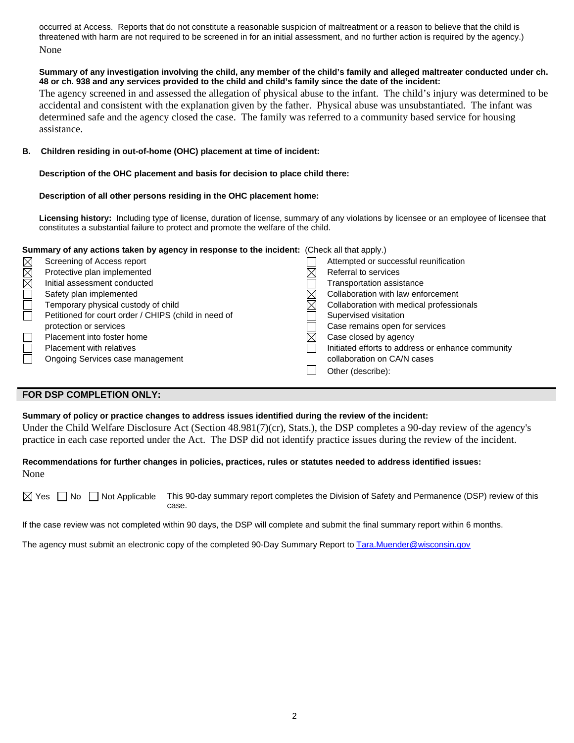occurred at Access. Reports that do not constitute a reasonable suspicion of maltreatment or a reason to believe that the child is threatened with harm are not required to be screened in for an initial assessment, and no further action is required by the agency.)

None

**Summary of any investigation involving the child, any member of the child's family and alleged maltreater conducted under ch. 48 or ch. 938 and any services provided to the child and child's family since the date of the incident:**

The agency screened in and assessed the allegation of physical abuse to the infant. The child's injury was determined to be accidental and consistent with the explanation given by the father. Physical abuse was unsubstantiated. The infant was determined safe and the agency closed the case. The family was referred to a community based service for housing assistance.

**B. Children residing in out-of-home (OHC) placement at time of incident:**

**Description of the OHC placement and basis for decision to place child there:**

**Description of all other persons residing in the OHC placement home:**

**Licensing history:** Including type of license, duration of license, summary of any violations by licensee or an employee of licensee that constitutes a substantial failure to protect and promote the welfare of the child.

**Summary of any actions taken by agency in response to the incident:** (Check all that apply.)

- ☒ Screening of Access report
- ☒ Protective plan implemented
- ☒ Initial assessment conducted
- ☐ Safety plan implemented
- ☐ Temporary physical custody of child
- ☐ Petitioned for court order / CHIPS (child in need of protection or services
- ☐ Placement into foster home
- ☐ Placement with relatives
- ☐ Ongoing Services case management
- ☐ Attempted or successful reunification
- ☒ Referral to services
- ☐ Transportation assistance
- ☒ Collaboration with law enforcement
- ☒ Collaboration with medical professionals
- ☐ Supervised visitation
- ☐ Case remains open for services
- ☒ Case closed by agency
- ☐ Initiated efforts to address or enhance community collaboration on CA/N cases
- ☐ Other (describe):

## FOR DSP COMPLETION ONLY:

**Summary of policy or practice changes to address issues identified during the review of the incident:**

Under the Child Welfare Disclosure Act (Section 48.981(7)(cr), Stats.), the DSP completes a 90-day review of the agency's practice in each case reported under the Act. The DSP did not identify practice issues during the review of the incident.

**Recommendations for further changes in policies, practices, rules or statutes needed to address identified issues:**

None

☒ Yes ☐ No ☐ Not Applicable This 90-day summary report completes the Division of Safety and Permanence (DSP) review of this case.

If the case review was not completed within 90 days, the DSP will complete and submit the final summary report within 6 months.

The agency must submit an electronic copy of the completed 90-Day Summary Report to Tara.Muender@wisconsin.gov